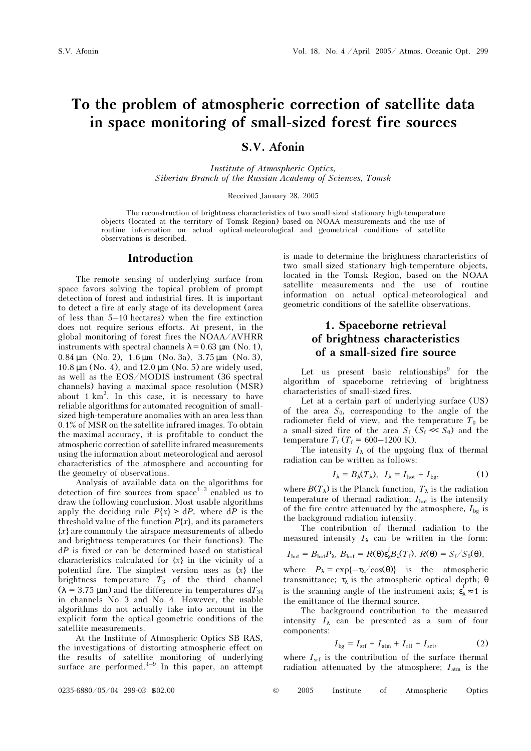# To the problem of atmospheric correction of satellite data in space monitoring of small-sized forest fire sources

**S.V. Afonin**

*Institute of Atmospheric Optics, Siberian Branch of the Russian Academy of Sciences, Tomsk*

Received January 28, 2005

The reconstruction of brightness characteristics of two small-sized stationary high-temperature objects (located at the territory of Tomsk Region) based on NOAA measurements and the use of routine information on actual optical-meteorological and geometrical conditions of satellite observations is described.

## Introduction

The remote sensing of underlying surface from space favors solving the topical problem of prompt detection of forest and industrial fires. It is important to detect a fire at early stage of its development (area of less than 5–10 hectares) when the fire extinction does not require serious efforts. At present, in the global monitoring of forest fires the NOAA/AVHRR instruments with spectral channels λ = 0.63 μm (No. 1), 0.84 μm (No. 2), 1.6 μm (No. 3a), 3.75 μm (No. 3), 10.8 μm (No. 4), and 12.0 μm (No. 5) are widely used, as well as the EOS/MODIS instrument (36 spectral channels) having a maximal space resolution (MSR) about 1 km$^2$. In this case, it is necessary to have reliable algorithms for automated recognition of small-sized high-temperature anomalies with an area less than 0.1% of MSR on the satellite infrared images. To obtain the maximal accuracy, it is profitable to conduct the atmospheric correction of satellite infrared measurements using the information about meteorological and aerosol characteristics of the atmosphere and accounting for the geometry of observations.

Analysis of available data on the algorithms for detection of fire sources from space[1–3] enabled us to draw the following conclusion. Most usable algorithms apply the deciding rule $P\{x\} > dP$, where $dP$ is the threshold value of the function $P\{x\}$, and its parameters $\{x\}$ are commonly the airspace measurements of albedo and brightness temperatures (or their functions). The $dP$ is fixed or can be determined based on statistical characteristics calculated for $\{x\}$ in the vicinity of a potential fire. The simplest version uses as $\{x\}$ the brightness temperature $T_3$ of the third channel (λ = 3.75 μm) and the difference in temperatures $dT_{34}$ in channels No. 3 and No. 4. However, the usable algorithms do not actually take into account in the explicit form the optical-geometric conditions of the satellite measurements.

At the Institute of Atmospheric Optics SB RAS, the investigations of distorting atmospheric effect on the results of satellite monitoring of underlying surface are performed.[4–9] In this paper, an attempt is made to determine the brightness characteristics of two small-sized stationary high-temperature objects, located in the Tomsk Region, based on the NOAA satellite measurements and the use of routine information on actual optical-meteorological and geometric conditions of the satellite observations.

## 1. Spaceborne retrieval of brightness characteristics of a small-sized fire source

Let us present basic relationships[9] for the algorithm of spaceborne retrieving of brightness characteristics of small-sized fires.

Let at a certain part of underlying surface (US) of the area $S_0$, corresponding to the angle of the radiometer field of view, and the temperature $T_0$ be a small-sized fire of the area $S_f$ ($S_f \ll S_0$) and the temperature $T_f$ ($T_f$ = 600–1200 K).

The intensity $I_\lambda$ of the upgoing flux of thermal radiation can be written as follows:

$$I_\lambda = B_\lambda(T_\lambda), \quad I_\lambda = I_{hot} + I_{bg}, \tag{1}$$

where $B(T_\lambda)$ is the Planck function, $T_\lambda$ is the radiation temperature of thermal radiation; $I_{hot}$ is the intensity of the fire centre attenuated by the atmosphere, $I_{bg}$ is the background radiation intensity.

The contribution of thermal radiation to the measured intensity $I_\lambda$ can be written in the form:

$$I_{hot} = B_{hot}P_\lambda, \; B_{hot} = R(\theta)\varepsilon_\lambda^f B_\lambda(T_f), \; R(\theta) = S_f/S_0(\theta),$$

where $P_\lambda = \exp\{-\tau_\lambda/\cos(\theta)\}$ is the atmospheric transmittance; $\tau_\lambda$ is the atmospheric optical depth; $\theta$ is the scanning angle of the instrument axis; $\varepsilon_\lambda^f \approx 1$ is the emittance of the thermal source.

The background contribution to the measured intensity $I_\lambda$ can be presented as a sum of four components:

$$I_{bg} = I_{srf} + I_{atm} + I_{rfl} + I_{sct}, \tag{2}$$

where $I_{srf}$ is the contribution of the surface thermal radiation attenuated by the atmosphere; $I_{atm}$ is the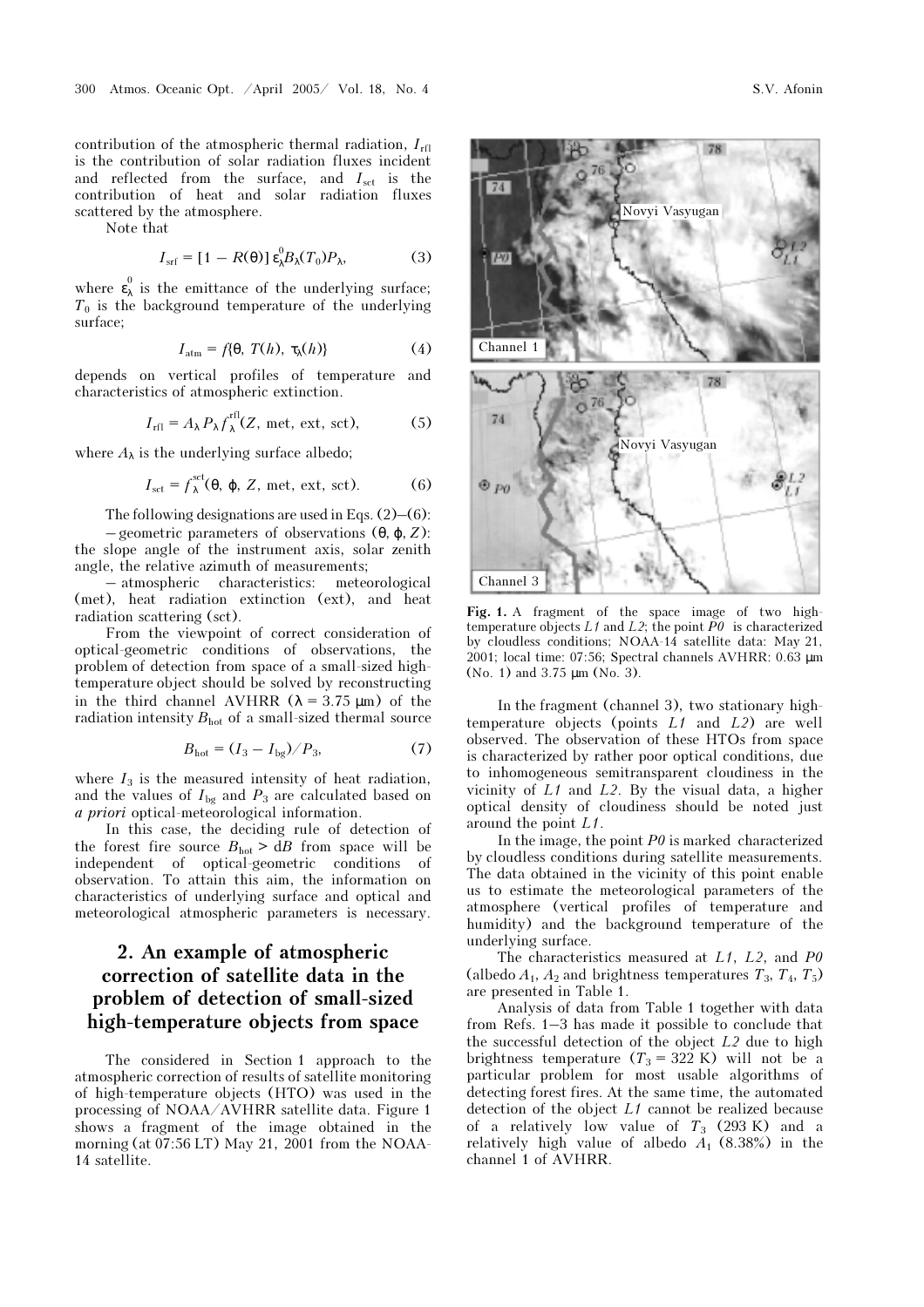contribution of the atmospheric thermal radiation, $I_{\text{rfl}}$ is the contribution of solar radiation fluxes incident and reflected from the surface, and $I_{\text{sct}}$ is the contribution of heat and solar radiation fluxes scattered by the atmosphere.

Note that

$$I_{\text{srf}} = [1 - R(\theta)]\,\varepsilon_{\lambda}^{0} B_{\lambda}(T_0) P_{\lambda}, \tag{3}$$

where $\varepsilon_{\lambda}^{0}$ is the emittance of the underlying surface; $T_0$ is the background temperature of the underlying surface;

$$I_{\text{atm}} = f\{\theta,\ T(h),\ \tau_{\lambda}(h)\} \tag{4}$$

depends on vertical profiles of temperature and characteristics of atmospheric extinction.

$$I_{\text{rfl}} = A_{\lambda} P_{\lambda} f_{\lambda}^{\text{rfl}}(Z,\ \text{met, ext, sct}), \tag{5}$$

where $A_{\lambda}$ is the underlying surface albedo;

$$I_{\text{sct}} = f_{\lambda}^{\text{sct}}(\theta,\ \varphi,\ Z,\ \text{met, ext, sct}). \tag{6}$$

The following designations are used in Eqs. (2)–(6):

– geometric parameters of observations $(\theta, \varphi, Z)$: the slope angle of the instrument axis, solar zenith angle, the relative azimuth of measurements;

– atmospheric characteristics: meteorological (met), heat radiation extinction (ext), and heat radiation scattering (sct).

From the viewpoint of correct consideration of optical-geometric conditions of observations, the problem of detection from space of a small-sized high-temperature object should be solved by reconstructing in the third channel AVHRR ($\lambda = 3.75$ μm) of the radiation intensity $B_{\text{hot}}$ of a small-sized thermal source

$$B_{\text{hot}} = (I_3 - I_{\text{bg}})/P_3, \tag{7}$$

where $I_3$ is the measured intensity of heat radiation, and the values of $I_{\text{bg}}$ and $P_3$ are calculated based on *a priori* optical-meteorological information.

In this case, the deciding rule of detection of the forest fire source $B_{\text{hot}} > \text{d}B$ from space will be independent of optical-geometric conditions of observation. To attain this aim, the information on characteristics of underlying surface and optical and meteorological atmospheric parameters is necessary.

## 2. An example of atmospheric correction of satellite data in the problem of detection of small-sized high-temperature objects from space

The considered in Section 1 approach to the atmospheric correction of results of satellite monitoring of high-temperature objects (HTO) was used in the processing of NOAA/AVHRR satellite data. Figure 1 shows a fragment of the image obtained in the morning (at 07:56 LT) May 21, 2001 from the NOAA-14 satellite.

**Fig. 1.** A fragment of the space image of two high-temperature objects *L1* and *L2*; the point *P0* is characterized by cloudless conditions; NOAA-14 satellite data: May 21, 2001; local time: 07:56; Spectral channels AVHRR: 0.63 μm (No. 1) and 3.75 μm (No. 3).

In the fragment (channel 3), two stationary high-temperature objects (points *L1* and *L2*) are well observed. The observation of these HTOs from space is characterized by rather poor optical conditions, due to inhomogeneous semitransparent cloudiness in the vicinity of *L1* and *L2*. By the visual data, a higher optical density of cloudiness should be noted just around the point *L1*.

In the image, the point *P0* is marked characterized by cloudless conditions during satellite measurements. The data obtained in the vicinity of this point enable us to estimate the meteorological parameters of the atmosphere (vertical profiles of temperature and humidity) and the background temperature of the underlying surface.

The characteristics measured at *L1*, *L2*, and *P0* (albedo $A_1$, $A_2$ and brightness temperatures $T_3$, $T_4$, $T_5$) are presented in Table 1.

Analysis of data from Table 1 together with data from Refs. 1–3 has made it possible to conclude that the successful detection of the object *L2* due to high brightness temperature ($T_3 = 322$ K) will not be a particular problem for most usable algorithms in detecting forest fires. At the same time, the automated detection of the object *L1* cannot be realized because of a relatively low value of $T_3$ (293 K) and a relatively high value of albedo $A_1$ (8.38%) in the channel 1 of AVHRR.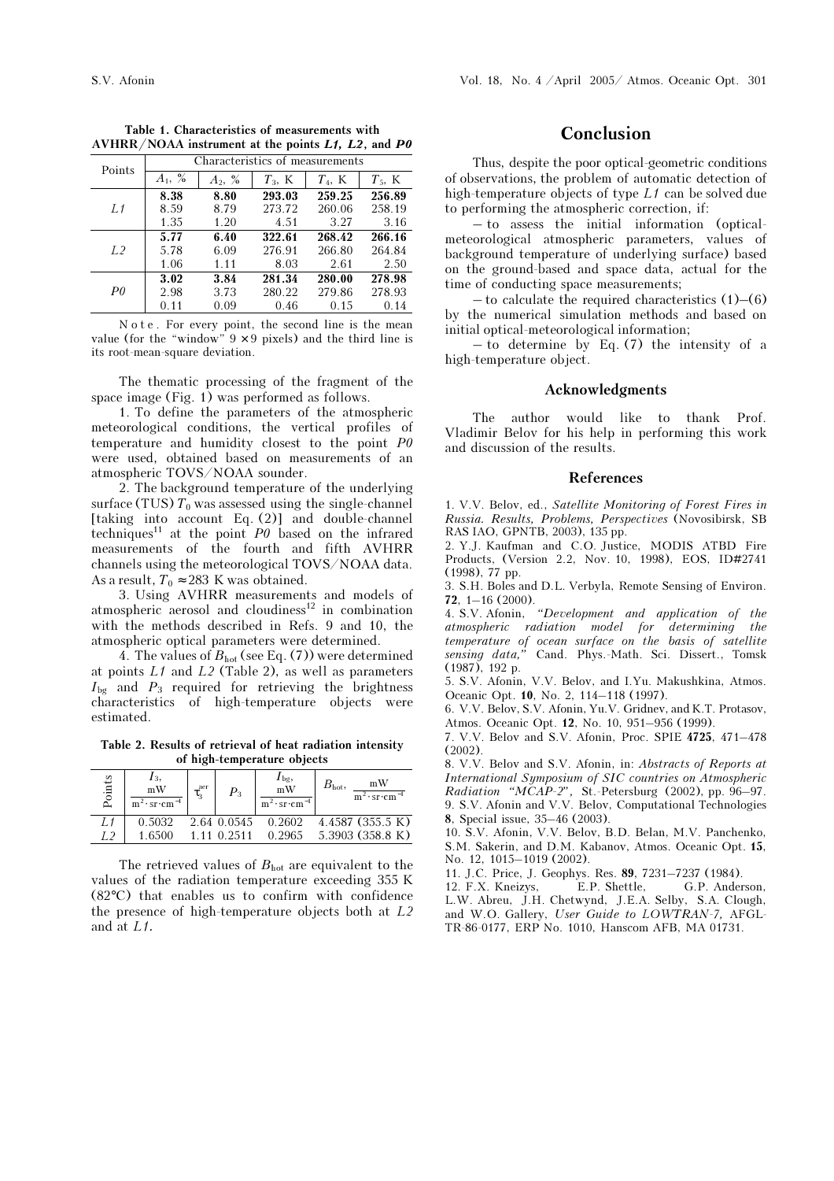**Table 1. Characteristics of measurements with AVHRR/NOAA instrument at the points *L1*, *L2*, and *P0***

| Points | Characteristics of measurements | | | | |
|---|---|---|---|---|---|
| | $A_1$, % | $A_2$, % | $T_3$, K | $T_4$, K | $T_5$, K |
| *L1* | **8.38** | **8.80** | **293.03** | **259.25** | **256.89** |
| | 8.59 | 8.79 | 273.72 | 260.06 | 258.19 |
| | 1.35 | 1.20 | 4.51 | 3.27 | 3.16 |
| *L2* | **5.77** | **6.40** | **322.61** | **268.42** | **266.16** |
| | 5.78 | 6.09 | 276.91 | 266.80 | 264.84 |
| | 1.06 | 1.11 | 8.03 | 2.61 | 2.50 |
| *P0* | **3.02** | **3.84** | **281.34** | **280.00** | **278.98** |
| | 2.98 | 3.73 | 280.22 | 279.86 | 278.93 |
| | 0.11 | 0.09 | 0.46 | 0.15 | 0.14 |

Note. For every point, the second line is the mean value (for the "window" 9 × 9 pixels) and the third line is its root-mean-square deviation.

The thematic processing of the fragment of the space image (Fig. 1) was performed as follows.

1. To define the parameters of the atmospheric meteorological conditions, the vertical profiles of temperature and humidity closest to the point *P0* were used, obtained based on measurements of an atmospheric TOVS/NOAA sounder.

2. The background temperature of the underlying surface (TUS) $T_0$ was assessed using the single-channel [taking into account Eq. (2)] and double-channel techniques[11] at the point *P0* based on the infrared measurements of the fourth and fifth AVHRR channels using the meteorological TOVS/NOAA data. As a result, $T_0 \approx 283$ K was obtained.

3. Using AVHRR measurements and models of atmospheric aerosol and cloudiness[12] in combination with the methods described in Refs. 9 and 10, the atmospheric optical parameters were determined.

4. The values of $B_{\text{hot}}$ (see Eq. (7)) were determined at points *L1* and *L2* (Table 2), as well as parameters $I_{\text{bg}}$ and $P_3$ required for retrieving the brightness characteristics of high-temperature objects were estimated.

**Table 2. Results of retrieval of heat radiation intensity of high-temperature objects**

| Points | $I_3$, $\frac{\text{mW}}{\text{m}^2 \cdot \text{sr} \cdot \text{cm}^{-1}}$ | $\tau_3^{\text{aer}}$ | $P_3$ | $I_{\text{bg}}$, $\frac{\text{mW}}{\text{m}^2 \cdot \text{sr} \cdot \text{cm}^{-1}}$ | $B_{\text{hot}}$, $\frac{\text{mW}}{\text{m}^2 \cdot \text{sr} \cdot \text{cm}^{-1}}$ |
|---|---|---|---|---|---|
| *L1* | 0.5032 | 2.64 | 0.0545 | 0.2602 | 4.4587 (355.5 K) |
| *L2* | 1.6500 | 1.11 | 0.2511 | 0.2965 | 5.3903 (358.8 K) |

The retrieved values of $B_{\text{hot}}$ are equivalent to the values of the radiation temperature exceeding 355 K (82°C) that enables us to confirm with confidence the presence of high-temperature objects both at *L2* and at *L1*.

## Conclusion

Thus, despite the poor optical-geometric conditions of observations, the problem of automatic detection of high-temperature objects of type *L1* can be solved due to performing the atmospheric correction, if:

– to assess the initial information (optical-meteorological atmospheric parameters, values of background temperature of underlying surface) based on the ground-based and space data, actual for the time of conducting space measurements;

– to calculate the required characteristics (1)–(6) by the numerical simulation methods and based on initial optical-meteorological information;

– to determine by Eq. (7) the intensity of a high-temperature object.

### Acknowledgments

The author would like to thank Prof. Vladimir Belov for his help in performing this work and discussion of the results.

### References

1. V.V. Belov, ed., *Satellite Monitoring of Forest Fires in Russia. Results, Problems, Perspectives* (Novosibirsk, SB RAS IAO, GPNTB, 2003), 135 pp.
2. Y.J. Kaufman and C.O. Justice, MODIS ATBD Fire Products, (Version 2.2, Nov. 10, 1998), EOS, ID#2741 (1998), 77 pp.
3. S.H. Boles and D.L. Verbyla, Remote Sensing of Environ. **72**, 1–16 (2000).
4. S.V. Afonin, *"Development and application of the atmospheric radiation model for determining the temperature of ocean surface on the basis of satellite sensing data,"* Cand. Phys.-Math. Sci. Dissert., Tomsk (1987), 192 p.
5. S.V. Afonin, V.V. Belov, and I.Yu. Makushkina, Atmos. Oceanic Opt. **10**, No. 2, 114–118 (1997).
6. V.V. Belov, S.V. Afonin, Yu.V. Gridnev, and K.T. Protasov, Atmos. Oceanic Opt. **12**, No. 10, 951–956 (1999).
7. V.V. Belov and S.V. Afonin, Proc. SPIE **4725**, 471–478 (2002).
8. V.V. Belov and S.V. Afonin, in: *Abstracts of Reports at International Symposium of SIC countries on Atmospheric Radiation "MCAP-2"*, St.-Petersburg (2002), pp. 96–97.
9. S.V. Afonin and V.V. Belov, Computational Technologies **8**, Special issue, 35–46 (2003).
10. S.V. Afonin, V.V. Belov, B.D. Belan, M.V. Panchenko, S.M. Sakerin, and D.M. Kabanov, Atmos. Oceanic Opt. **15**, No. 12, 1015–1019 (2002).
11. J.C. Price, J. Geophys. Res. **89**, 7231–7237 (1984).
12. F.X. Kneizys, E.P. Shettle, G.P. Anderson, L.W. Abreu, J.H. Chetwynd, J.E.A. Selby, S.A. Clough, and W.O. Gallery, *User Guide to LOWTRAN-7*, AFGL-TR-86-0177, ERP No. 1010, Hanscom AFB, MA 01731.